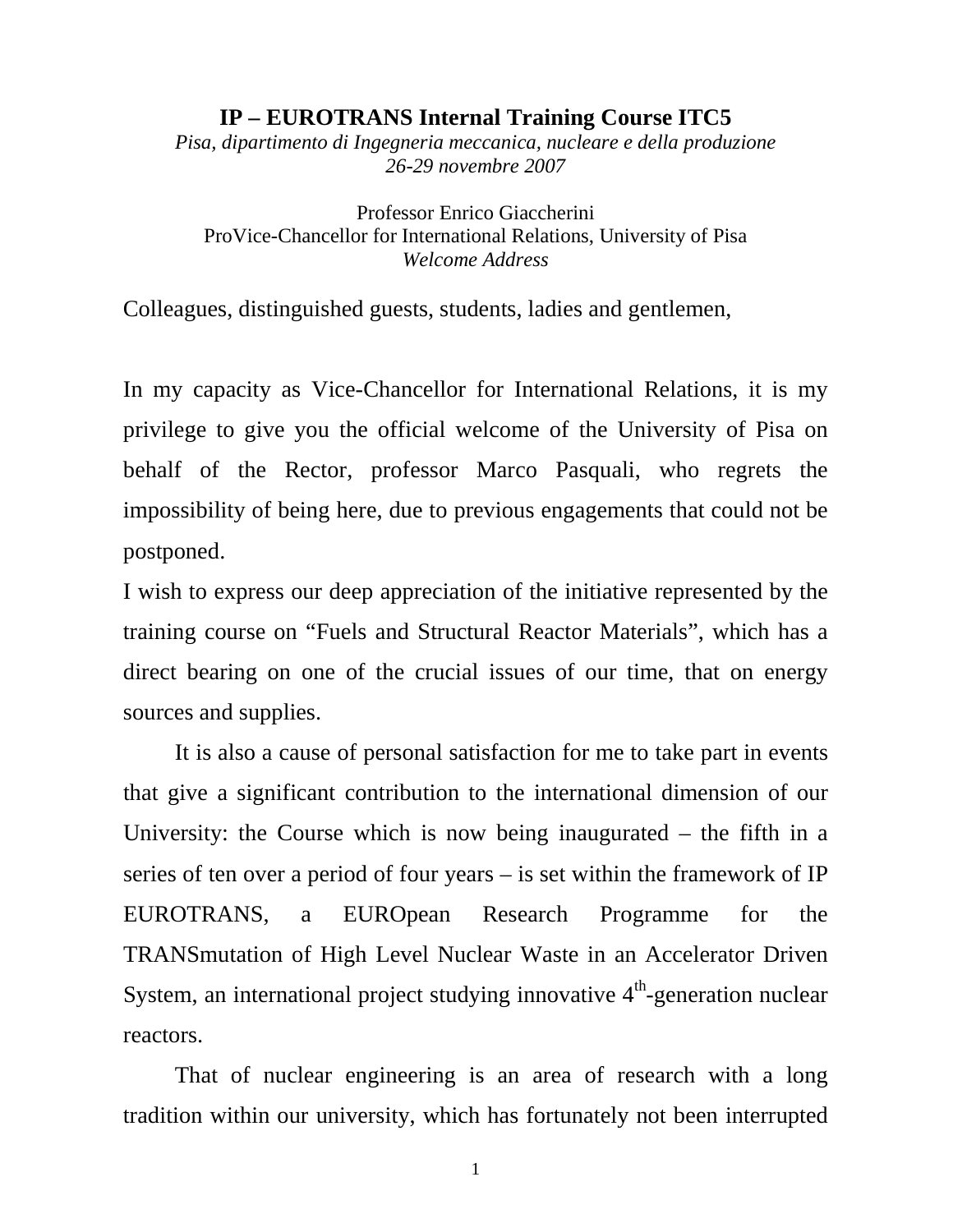**IP – EUROTRANS Internal Training Course ITC5**

*Pisa, dipartimento di Ingegneria meccanica, nucleare e della produzione*
*26-29 novembre 2007*

Professor Enrico Giaccherini
ProVice-Chancellor for International Relations, University of Pisa
*Welcome Address*

Colleagues, distinguished guests, students, ladies and gentlemen,

In my capacity as Vice-Chancellor for International Relations, it is my privilege to give you the official welcome of the University of Pisa on behalf of the Rector, professor Marco Pasquali, who regrets the impossibility of being here, due to previous engagements that could not be postponed.

I wish to express our deep appreciation of the initiative represented by the training course on "Fuels and Structural Reactor Materials", which has a direct bearing on one of the crucial issues of our time, that on energy sources and supplies.

It is also a cause of personal satisfaction for me to take part in events that give a significant contribution to the international dimension of our University: the Course which is now being inaugurated – the fifth in a series of ten over a period of four years – is set within the framework of IP EUROTRANS, a EUROpean Research Programme for the TRANSmutation of High Level Nuclear Waste in an Accelerator Driven System, an international project studying innovative $4^{th}$-generation nuclear reactors.

That of nuclear engineering is an area of research with a long tradition within our university, which has fortunately not been interrupted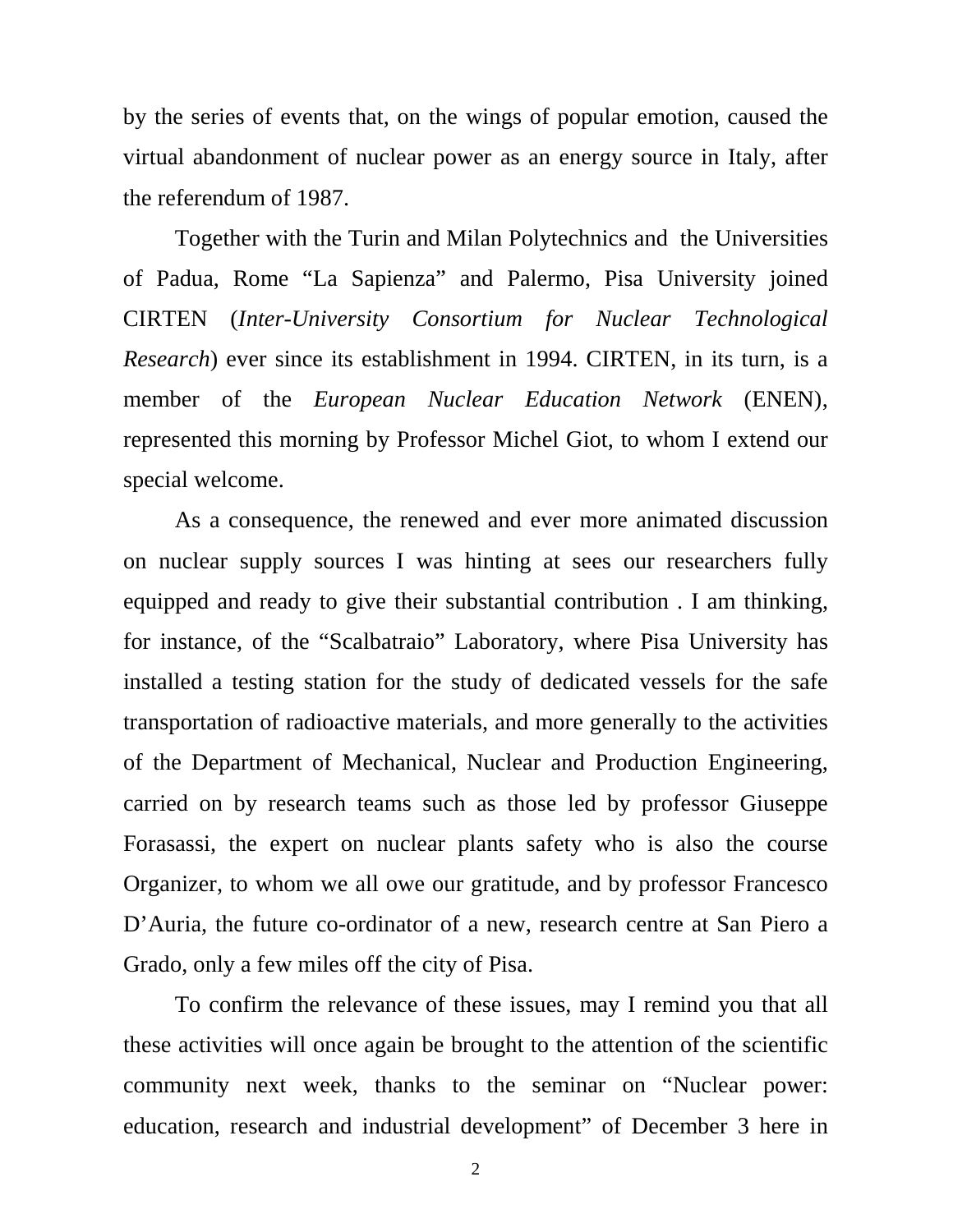by the series of events that, on the wings of popular emotion, caused the virtual abandonment of nuclear power as an energy source in Italy, after the referendum of 1987.

Together with the Turin and Milan Polytechnics and the Universities of Padua, Rome "La Sapienza" and Palermo, Pisa University joined CIRTEN (*Inter-University Consortium for Nuclear Technological Research*) ever since its establishment in 1994. CIRTEN, in its turn, is a member of the *European Nuclear Education Network* (ENEN), represented this morning by Professor Michel Giot, to whom I extend our special welcome.

As a consequence, the renewed and ever more animated discussion on nuclear supply sources I was hinting at sees our researchers fully equipped and ready to give their substantial contribution . I am thinking, for instance, of the "Scalbatraio" Laboratory, where Pisa University has installed a testing station for the study of dedicated vessels for the safe transportation of radioactive materials, and more generally to the activities of the Department of Mechanical, Nuclear and Production Engineering, carried on by research teams such as those led by professor Giuseppe Forasassi, the expert on nuclear plants safety who is also the course Organizer, to whom we all owe our gratitude, and by professor Francesco D'Auria, the future co-ordinator of a new, research centre at San Piero a Grado, only a few miles off the city of Pisa.

To confirm the relevance of these issues, may I remind you that all these activities will once again be brought to the attention of the scientific community next week, thanks to the seminar on "Nuclear power: education, research and industrial development" of December 3 here in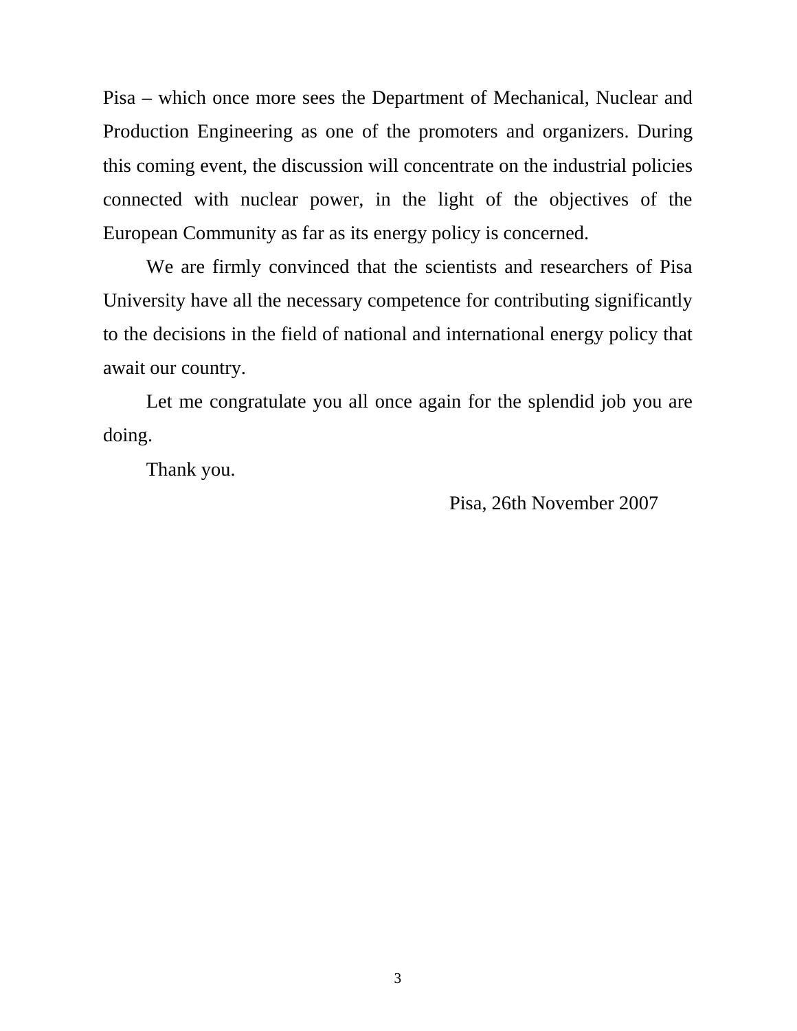Pisa – which once more sees the Department of Mechanical, Nuclear and Production Engineering as one of the promoters and organizers. During this coming event, the discussion will concentrate on the industrial policies connected with nuclear power, in the light of the objectives of the European Community as far as its energy policy is concerned.

We are firmly convinced that the scientists and researchers of Pisa University have all the necessary competence for contributing significantly to the decisions in the field of national and international energy policy that await our country.

Let me congratulate you all once again for the splendid job you are doing.

Thank you.

Pisa, 26th November 2007